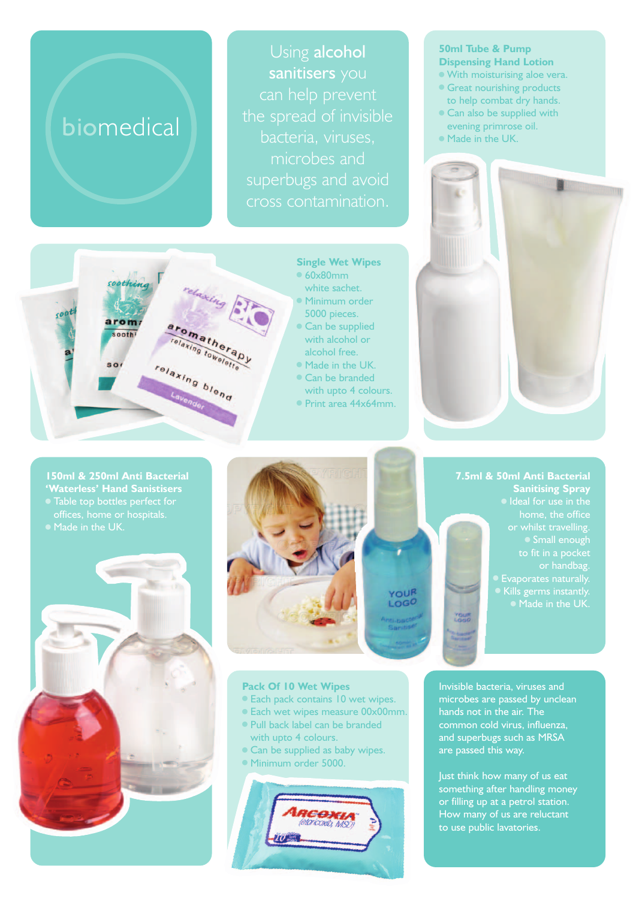# biomedical

Using **alcohol sanitisers** you can help prevent the spread of invisible bacteria, viruses, microbes and superbugs and avoid cross contamination.

### 50ml Tube & Pump Dispensing Hand Lotion

- With moisturising aloe vera.
- Great nourishing products to help combat dry hands.
- Can also be supplied with evening primrose oil.
- Made in the UK.

### Single Wet Wipes

- 60x80mm white sachet.
- Minimum order 5000 pieces.
- Can be supplied with alcohol or alcohol free.
- Made in the UK.
- Can be branded with upto 4 colours.
- Print area 44x64mm.

### 150ml & 250ml Anti Bacterial 'Waterless' Hand Sanistisers

- Table top bottles perfect for offices, home or hospitals.
- Made in the UK.

### 7.5ml & 50ml Anti Bacterial Sanitising Spray

- Ideal for use in the home, the office or whilst travelling.
- Small enough to fit in a pocket or handbag.
- Evaporates naturally.
- Kills germs instantly.
- Made in the UK.

### Pack Of 10 Wet Wipes

- Each pack contains 10 wet wipes.
- Each wet wipes measure 00x00mm.
- Pull back label can be branded with upto 4 colours.
- Can be supplied as baby wipes.
- Minimum order 5000.

Invisible bacteria, viruses and microbes are passed by unclean hands not in the air. The common cold virus, influenza, and superbugs such as MRSA are passed this way.

Just think how many of us eat something after handling money or filling up at a petrol station. How many of us are reluctant to use public lavatories.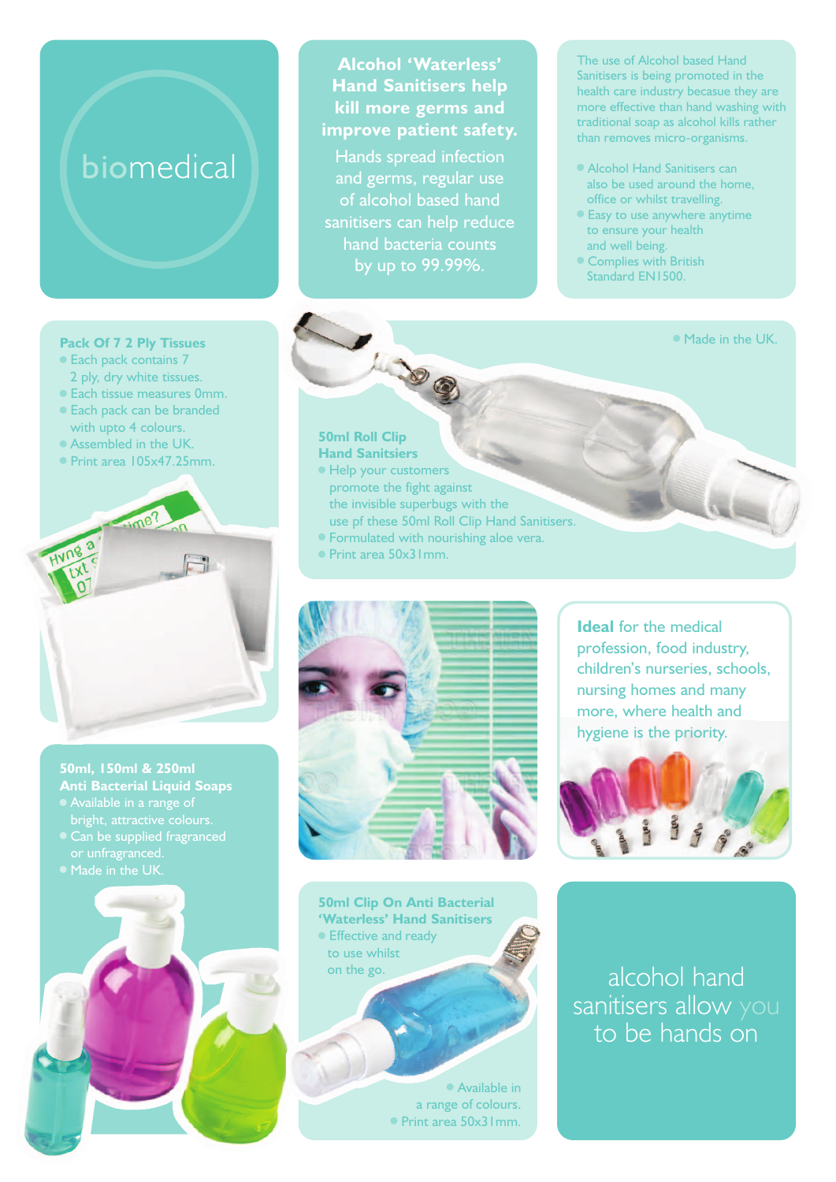# biomedical

**Alcohol 'Waterless' Hand Sanitisers help kill more germs and improve patient safety.**

Hands spread infection and germs, regular use of alcohol based hand sanitisers can help reduce hand bacteria counts by up to 99.99%.

The use of Alcohol based Hand Sanitisers is being promoted in the health care industry becasue they are more effective than hand washing with traditional soap as alcohol kills rather than removes micro-organisms.

- Alcohol Hand Sanitisers can also be used around the home, office or whilst travelling.
- Easy to use anywhere anytime to ensure your health and well being.
- Complies with British Standard EN1500.

**Pack Of 7 2 Ply Tissues**

- Each pack contains 7 2 ply, dry white tissues.
- Each tissue measures 0mm.
- Each pack can be branded with upto 4 colours.
- Assembled in the UK.
- Print area 105x47.25mm.

- Made in the UK.

**50ml Roll Clip Hand Sanitsiers**

- Help your customers promote the fight against the invisible superbugs with the use pf these 50ml Roll Clip Hand Sanitisers.
- Formulated with nourishing aloe vera.
- Print area 50x31mm.

**Ideal** for the medical profession, food industry, children's nurseries, schools, nursing homes and many more, where health and hygiene is the priority.

**50ml, 150ml & 250ml Anti Bacterial Liquid Soaps**

- Available in a range of bright, attractive colours.
- Can be supplied fragranced or unfragranced.
- Made in the UK.

**50ml Clip On Anti Bacterial 'Waterless' Hand Sanitisers**

- Effective and ready to use whilst on the go.
- Available in a range of colours.
- Print area 50x31mm.

alcohol hand sanitisers allow you to be hands on